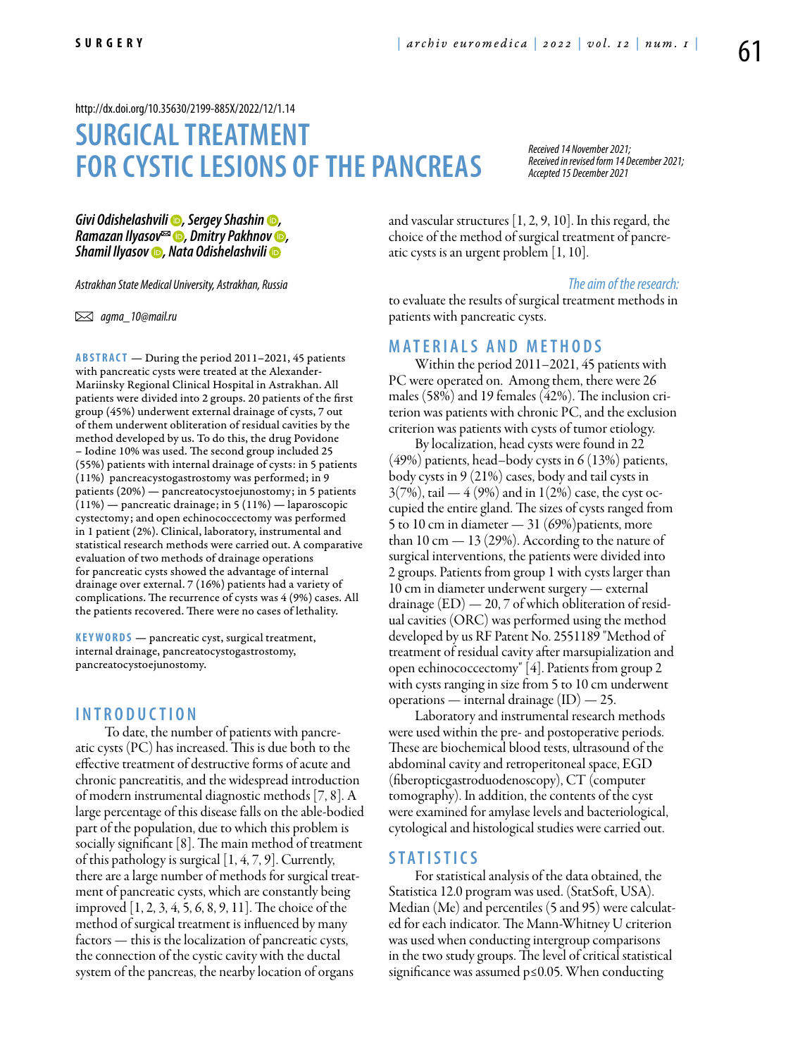http://dx.doi.org/10.35630/2199-885X/2022/12/1.14

# SURGICAL TREATMENT FOR CYSTIC LESIONS OF THE PANCREAS

*Received 14 November 2021;*
*Received in revised form 14 December 2021;*
*Accepted 15 December 2021*

***Givi Odishelashvili, Sergey Shashin, Ramazan Ilyasov✉, Dmitry Pakhnov, Shamil Ilyasov, Nata Odishelashvili***

*Astrakhan State Medical University, Astrakhan, Russia*

✉ *agma_10@mail.ru*

**ABSTRACT** — During the period 2011–2021, 45 patients with pancreatic cysts were treated at the Alexander-Mariinsky Regional Clinical Hospital in Astrakhan. All patients were divided into 2 groups. 20 patients of the first group (45%) underwent external drainage of cysts, 7 out of them underwent obliteration of residual cavities by the method developed by us. To do this, the drug Povidone – Iodine 10% was used. The second group included 25 (55%) patients with internal drainage of cysts: in 5 patients (11%) pancreacystogastrostomy was performed; in 9 patients (20%) — pancreatocystoejunostomy; in 5 patients (11%) — pancreatic drainage; in 5 (11%) — laparoscopic cystectomy; and open echinococcectomy was performed in 1 patient (2%). Clinical, laboratory, instrumental and statistical research methods were carried out. A comparative evaluation of two methods of drainage operations for pancreatic cysts showed the advantage of internal drainage over external. 7 (16%) patients had a variety of complications. The recurrence of cysts was 4 (9%) cases. All the patients recovered. There were no cases of lethality.

**KEYWORDS** — pancreatic cyst, surgical treatment, internal drainage, pancreatocystogastrostomy, pancreatocystoejunostomy.

## INTRODUCTION

To date, the number of patients with pancreatic cysts (PC) has increased. This is due both to the effective treatment of destructive forms of acute and chronic pancreatitis, and the widespread introduction of modern instrumental diagnostic methods [7, 8]. A large percentage of this disease falls on the able-bodied part of the population, due to which this problem is socially significant [8]. The main method of treatment of this pathology is surgical [1, 4, 7, 9]. Currently, there are a large number of methods for surgical treatment of pancreatic cysts, which are constantly being improved [1, 2, 3, 4, 5, 6, 8, 9, 11]. The choice of the method of surgical treatment is influenced by many factors — this is the localization of pancreatic cysts, the connection of the cystic cavity with the ductal system of the pancreas, the nearby location of organs and vascular structures [1, 2, 9, 10]. In this regard, the choice of the method of surgical treatment of pancreatic cysts is an urgent problem [1, 10].

*The aim of the research:* to evaluate the results of surgical treatment methods in patients with pancreatic cysts.

## MATERIALS AND METHODS

Within the period 2011–2021, 45 patients with PC were operated on. Among them, there were 26 males (58%) and 19 females (42%). The inclusion criterion was patients with chronic PC, and the exclusion criterion was patients with cysts of tumor etiology.

By localization, head cysts were found in 22 (49%) patients, head–body cysts in 6 (13%) patients, body cysts in 9 (21%) cases, body and tail cysts in 3(7%), tail — 4 (9%) and in 1(2%) case, the cyst occupied the entire gland. The sizes of cysts ranged from 5 to 10 cm in diameter — 31 (69%)patients, more than 10 cm — 13 (29%). According to the nature of surgical interventions, the patients were divided into 2 groups. Patients from group 1 with cysts larger than 10 cm in diameter underwent surgery — external drainage (ED) — 20, 7 of which obliteration of residual cavities (ORC) was performed using the method developed by us RF Patent No. 2551189 "Method of treatment of residual cavity after marsupialization and open echinococcectomy" [4]. Patients from group 2 with cysts ranging in size from 5 to 10 cm underwent operations — internal drainage (ID) — 25.

Laboratory and instrumental research methods were used within the pre- and postoperative periods. These are biochemical blood tests, ultrasound of the abdominal cavity and retroperitoneal space, EGD (fiberopticgastroduodenoscopy), CT (computer tomography). In addition, the contents of the cyst were examined for amylase levels and bacteriological, cytological and histological studies were carried out.

## STATISTICS

For statistical analysis of the data obtained, the Statistica 12.0 program was used. (StatSoft, USA). Median (Me) and percentiles (5 and 95) were calculated for each indicator. The Mann-Whitney U criterion was used when conducting intergroup comparisons in the two study groups. The level of critical statistical significance was assumed $p \leq 0.05$. When conducting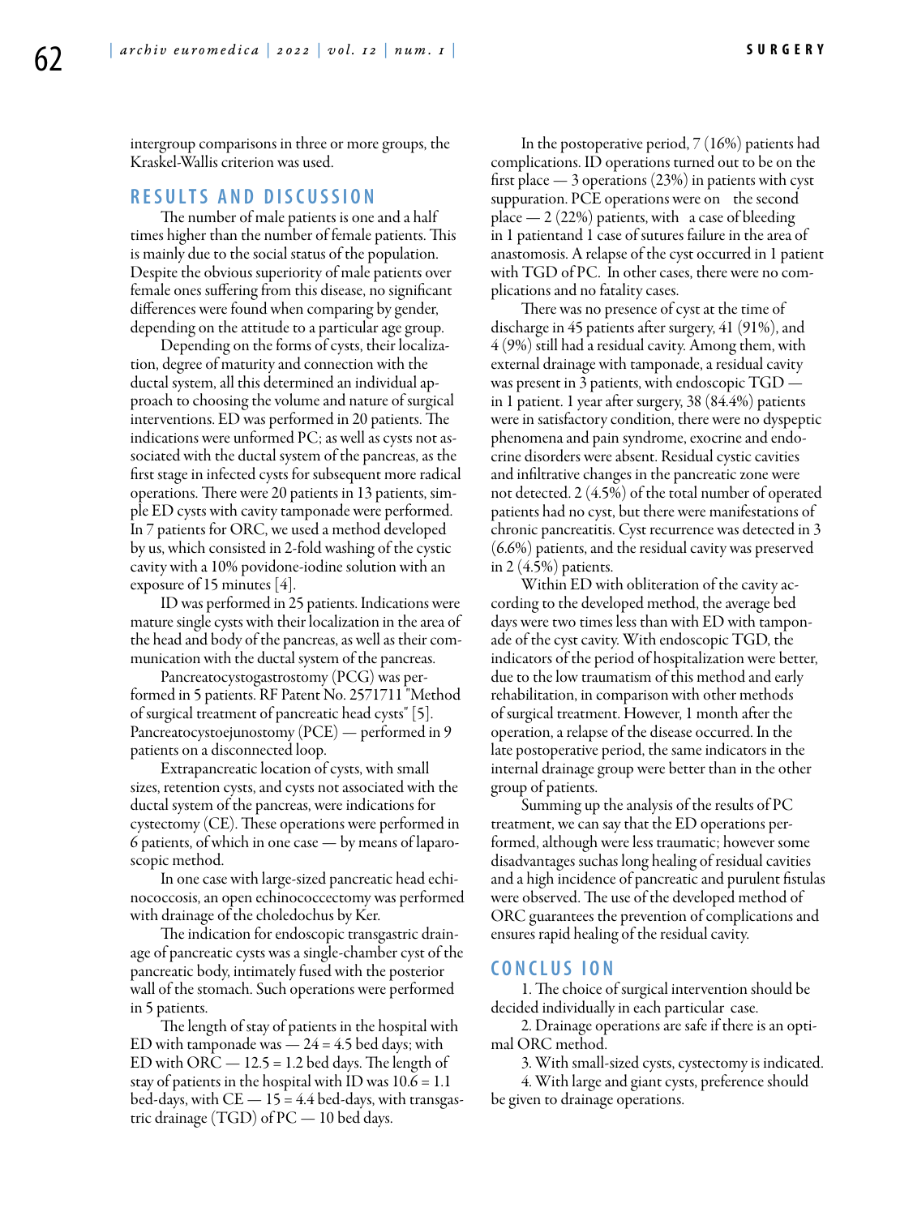intergroup comparisons in three or more groups, the Kraskel-Wallis criterion was used.

## RESULTS AND DISCUSSION

The number of male patients is one and a half times higher than the number of female patients. This is mainly due to the social status of the population. Despite the obvious superiority of male patients over female ones suffering from this disease, no significant differences were found when comparing by gender, depending on the attitude to a particular age group.

Depending on the forms of cysts, their localization, degree of maturity and connection with the ductal system, all this determined an individual approach to choosing the volume and nature of surgical interventions. ED was performed in 20 patients. The indications were unformed PC; as well as cysts not associated with the ductal system of the pancreas, as the first stage in infected cysts for subsequent more radical operations. There were 20 patients in 13 patients, simple ED cysts with cavity tamponade were performed. In 7 patients for ORC, we used a method developed by us, which consisted in 2-fold washing of the cystic cavity with a 10% povidone-iodine solution with an exposure of 15 minutes [4].

ID was performed in 25 patients. Indications were mature single cysts with their localization in the area of the head and body of the pancreas, as well as their communication with the ductal system of the pancreas.

Pancreatocystogastrostomy (PCG) was performed in 5 patients. RF Patent No. 2571711 "Method of surgical treatment of pancreatic head cysts" [5]. Pancreatocystoejunostomy (PCE) — performed in 9 patients on a disconnected loop.

Extrapancreatic location of cysts, with small sizes, retention cysts, and cysts not associated with the ductal system of the pancreas, were indications for cystectomy (CE). These operations were performed in 6 patients, of which in one case — by means of laparoscopic method.

In one case with large-sized pancreatic head echinococcosis, an open echinococcectomy was performed with drainage of the choledochus by Ker.

The indication for endoscopic transgastric drainage of pancreatic cysts was a single-chamber cyst of the pancreatic body, intimately fused with the posterior wall of the stomach. Such operations were performed in 5 patients.

The length of stay of patients in the hospital with ED with tamponade was — 24 = 4.5 bed days; with ED with ORC — 12.5 = 1.2 bed days. The length of stay of patients in the hospital with ID was 10.6 = 1.1 bed-days, with CE — 15 = 4.4 bed-days, with transgastric drainage (TGD) of PC — 10 bed days.

In the postoperative period, 7 (16%) patients had complications. ID operations turned out to be on the first place — 3 operations (23%) in patients with cyst suppuration. PCE operations were on the second place — 2 (22%) patients, with a case of bleeding in 1 patientand 1 case of sutures failure in the area of anastomosis. A relapse of the cyst occurred in 1 patient with TGD of PC. In other cases, there were no complications and no fatality cases.

There was no presence of cyst at the time of discharge in 45 patients after surgery, 41 (91%), and 4 (9%) still had a residual cavity. Among them, with external drainage with tamponade, a residual cavity was present in 3 patients, with endoscopic TGD — in 1 patient. 1 year after surgery, 38 (84.4%) patients were in satisfactory condition, there were no dyspeptic phenomena and pain syndrome, exocrine and endocrine disorders were absent. Residual cystic cavities and infiltrative changes in the pancreatic zone were not detected. 2 (4.5%) of the total number of operated patients had no cyst, but there were manifestations of chronic pancreatitis. Cyst recurrence was detected in 3 (6.6%) patients, and the residual cavity was preserved in 2 (4.5%) patients.

Within ED with obliteration of the cavity according to the developed method, the average bed days were two times less than with ED with tamponade of the cyst cavity. With endoscopic TGD, the indicators of the period of hospitalization were better, due to the low traumatism of this method and early rehabilitation, in comparison with other methods of surgical treatment. However, 1 month after the operation, a relapse of the disease occurred. In the late postoperative period, the same indicators in the internal drainage group were better than in the other group of patients.

Summing up the analysis of the results of PC treatment, we can say that the ED operations performed, although were less traumatic; however some disadvantages suchas long healing of residual cavities and a high incidence of pancreatic and purulent fistulas were observed. The use of the developed method of ORC guarantees the prevention of complications and ensures rapid healing of the residual cavity.

## CONCLUS ION

1. The choice of surgical intervention should be decided individually in each particular case.
2. Drainage operations are safe if there is an optimal ORC method.
3. With small-sized cysts, cystectomy is indicated.
4. With large and giant cysts, preference should be given to drainage operations.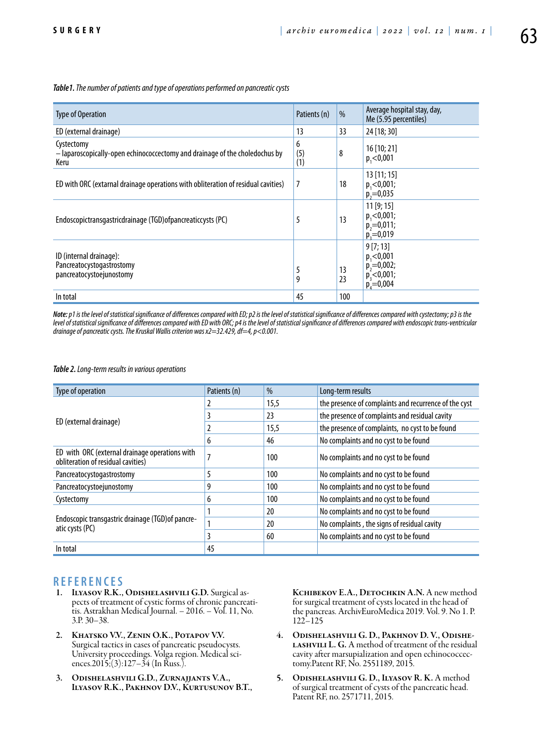*Table1. The number of patients and type of operations performed on pancreatic cysts*

| Type of Operation | Patients (n) | % | Average hospital stay, day, Me (5.95 percentiles) |
|---|---|---|---|
| ED (external drainage) | 13 | 33 | 24 [18; 30] |
| Cystectomy<br>– laparoscopically-open echinococcectomy and drainage of the choledochus by Keru | 6<br>(5)<br>(1) | 8 | 16 [10; 21]<br>$p_1$<0,001 |
| ED with ORC (extarnal drainage operations with obliteration of residual cavities) | 7 | 18 | 13 [11; 15]<br>$p_1$<0,001;<br>$p_2$=0,035 |
| Endoscopictransgastricdrainage (TGD)ofpancreaticcysts (PC) | 5 | 13 | 11 [9; 15]<br>$p_1$<0,001;<br>$p_2$=0,011;<br>$p_3$=0,019 |
| ID (internal drainage):<br>Pancreatocystogastrostomy<br>pancreatocystoejunostomy | <br>5<br>9 | <br>13<br>23 | 9 [7; 13]<br>$p_1$<0,001<br>$p_2$=0,002;<br>$p_3$<0,001;<br>$p_4$=0,004 |
| In total | 45 | 100 | |

***Note:** p1 is the level of statistical significance of differences compared with ED; p2 is the level of statistical significance of differences compared with cystectomy; p3 is the level of statistical significance of differences compared with ED with ORC; p4 is the level of statistical significance of differences compared with endoscopic trans-ventricular drainage of pancreatic cysts. The Kruskal Wallis criterion was x2=32.429, df=4, p<0.001.*

*Table 2. Long-term results in various operations*

| Type of operation | Patients (n) | % | Long-term results |
|---|---|---|---|
| ED (external drainage) | 2 | 15,5 | the presence of complaints and recurrence of the cyst |
| | 3 | 23 | the presence of complaints and residual cavity |
| | 2 | 15,5 | the presence of complaints, no cyst to be found |
| | 6 | 46 | No complaints and no cyst to be found |
| ED with ORC (external drainage operations with obliteration of residual cavities) | 7 | 100 | No complaints and no cyst to be found |
| Pancreatocystogastrostomy | 5 | 100 | No complaints and no cyst to be found |
| Pancreatocystoejunostomy | 9 | 100 | No complaints and no cyst to be found |
| Cystectomy | 6 | 100 | No complaints and no cyst to be found |
| Endoscopic transgastric drainage (TGD)of pancreatic cysts (PC) | 1 | 20 | No complaints and no cyst to be found |
| | 1 | 20 | No complaints , the signs of residual cavity |
| | 3 | 60 | No complaints and no cyst to be found |
| In total | 45 | | |

## REFERENCES

1. **Ilyasov R.K., Odishelashvili G.D.** Surgical aspects of treatment of cystic forms of chronic pancreatitis. Astrakhan Medical Journal. – 2016. – Vol. 11, No. 3.P. 30–38.
2. **Khatsko V.V., Zenin O.K., Potapov V.V.** Surgical tactics in cases of pancreatic pseudocysts. University proceedings. Volga region. Medical sciences.2015;(3):127–34 (In Russ.).
3. **Odishelashvili G.D., Zurnajjants V.A., Ilyasov R.K., Pakhnov D.V., Kurtusunov B.T., Kchibekov E.A., Detochkin A.N.** A new method for surgical treatment of cysts located in the head of the pancreas. ArchivEuroMedica 2019. Vol. 9. No 1. P. 122–125
4. **Odishelashvili G. D., Pakhnov D. V., Odishelashvili L. G.** A method of treatment of the residual cavity after marsupialization and open echinococcectomy.Patent RF, No. 2551189, 2015.
5. **Odishelashvili G. D., Ilyasov R. K.** A method of surgical treatment of cysts of the pancreatic head. Patent RF, no. 2571711, 2015.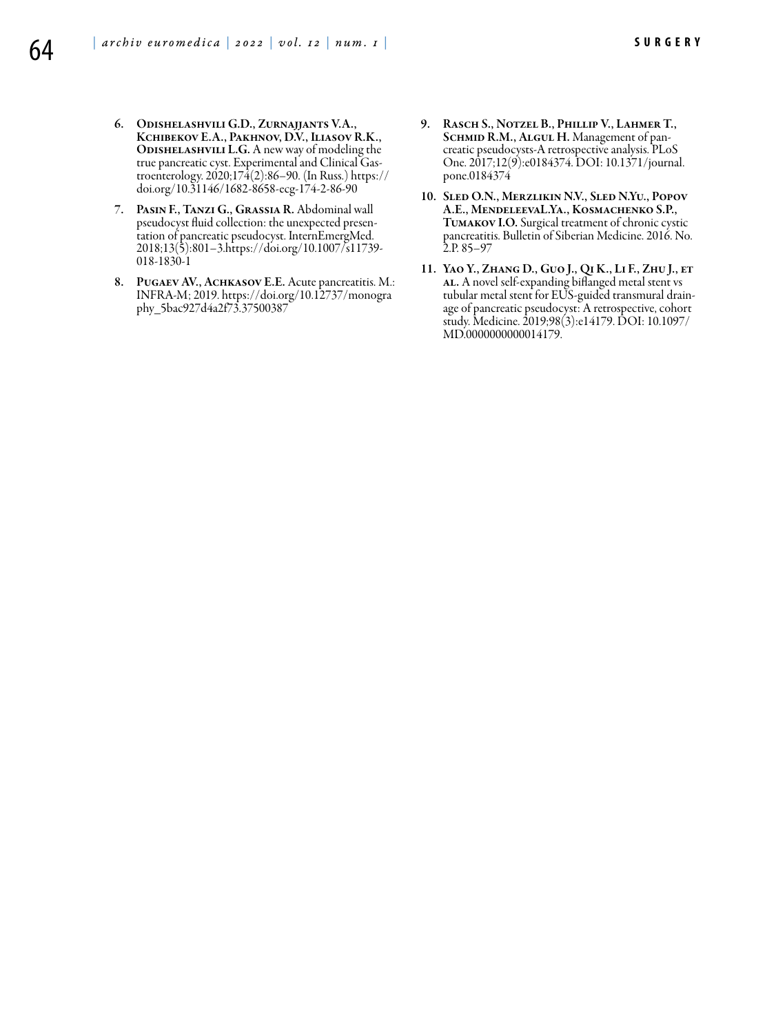6. **Odishelashvili G.D., Zurnajjants V.A., Kchibekov E.A., Pakhnov, D.V., Iliasov R.K., Odishelashvili L.G.** A new way of modeling the true pancreatic cyst. Experimental and Clinical Gastroenterology. 2020;174(2):86–90. (In Russ.) https://doi.org/10.31146/1682-8658-ecg-174-2-86-90

7. **Pasin F., Tanzi G., Grassia R.** Abdominal wall pseudocyst fluid collection: the unexpected presentation of pancreatic pseudocyst. InternEmergMed. 2018;13(5):801–3.https://doi.org/10.1007/s11739-018-1830-1

8. **Pugaev AV., Achkasov E.E.** Acute pancreatitis. M.: INFRA-M; 2019. https://doi.org/10.12737/monography_5bac927d4a2f73.37500387

9. **Rasch S., Notzel B., Phillip V., Lahmer T., Schmid R.M., Algul H.** Management of pancreatic pseudocysts-A retrospective analysis. PLoS One. 2017;12(9):e0184374. DOI: 10.1371/journal.pone.0184374

10. **Sled O.N., Merzlikin N.V., Sled N.Yu., Popov A.E., MendeleevaL.Ya., Kosmachenko S.P., Tumakov I.O.** Surgical treatment of chronic cystic pancreatitis. Bulletin of Siberian Medicine. 2016. No. 2.P. 85–97

11. **Yao Y., Zhang D., Guo J., Qi K., Li F., Zhu J., et al.** A novel self-expanding biflanged metal stent vs tubular metal stent for EUS-guided transmural drainage of pancreatic pseudocyst: A retrospective, cohort study. Medicine. 2019;98(3):e14179. DOI: 10.1097/MD.0000000000014179.